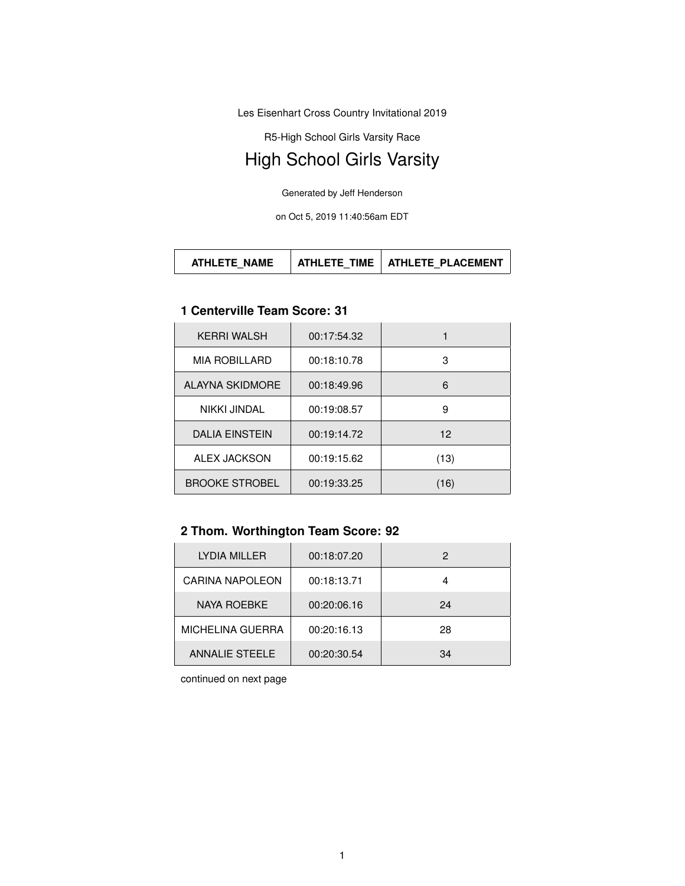Les Eisenhart Cross Country Invitational 2019

R5-High School Girls Varsity Race

# High School Girls Varsity

Generated by Jeff Henderson

on Oct 5, 2019 11:40:56am EDT

| ATHLETE_NAME | ATHLETE_TIME | ATHLETE_PLACEMENT |
|---|---|---|

### 1 Centerville Team Score: 31

| ATHLETE_NAME | ATHLETE_TIME | ATHLETE_PLACEMENT |
|---|---|---|
| KERRI WALSH | 00:17:54.32 | 1 |
| MIA ROBILLARD | 00:18:10.78 | 3 |
| ALAYNA SKIDMORE | 00:18:49.96 | 6 |
| NIKKI JINDAL | 00:19:08.57 | 9 |
| DALIA EINSTEIN | 00:19:14.72 | 12 |
| ALEX JACKSON | 00:19:15.62 | (13) |
| BROOKE STROBEL | 00:19:33.25 | (16) |

### 2 Thom. Worthington Team Score: 92

| ATHLETE_NAME | ATHLETE_TIME | ATHLETE_PLACEMENT |
|---|---|---|
| LYDIA MILLER | 00:18:07.20 | 2 |
| CARINA NAPOLEON | 00:18:13.71 | 4 |
| NAYA ROEBKE | 00:20:06.16 | 24 |
| MICHELINA GUERRA | 00:20:16.13 | 28 |
| ANNALIE STEELE | 00:20:30.54 | 34 |

continued on next page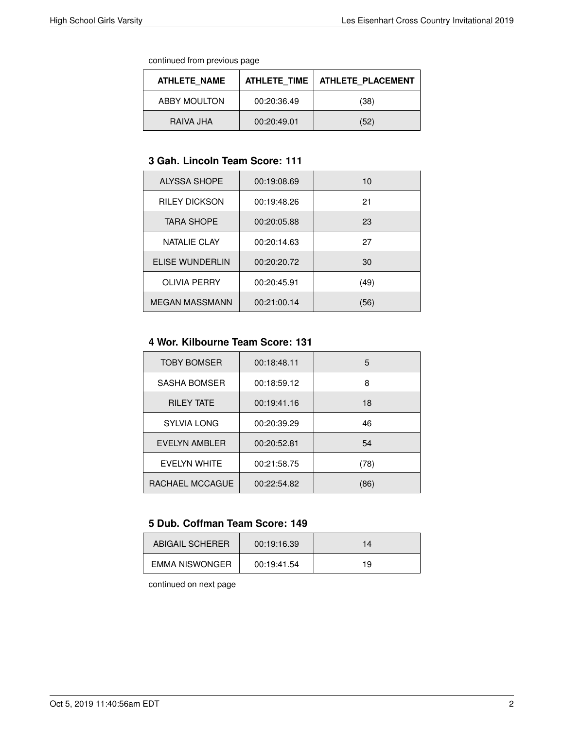continued from previous page

| ATHLETE_NAME | ATHLETE_TIME | ATHLETE_PLACEMENT |
|---|---|---|
| ABBY MOULTON | 00:20:36.49 | (38) |
| RAIVA JHA | 00:20:49.01 | (52) |

### 3 Gah. Lincoln Team Score: 111

| ATHLETE_NAME | ATHLETE_TIME | ATHLETE_PLACEMENT |
|---|---|---|
| ALYSSA SHOPE | 00:19:08.69 | 10 |
| RILEY DICKSON | 00:19:48.26 | 21 |
| TARA SHOPE | 00:20:05.88 | 23 |
| NATALIE CLAY | 00:20:14.63 | 27 |
| ELISE WUNDERLIN | 00:20:20.72 | 30 |
| OLIVIA PERRY | 00:20:45.91 | (49) |
| MEGAN MASSMANN | 00:21:00.14 | (56) |

### 4 Wor. Kilbourne Team Score: 131

| ATHLETE_NAME | ATHLETE_TIME | ATHLETE_PLACEMENT |
|---|---|---|
| TOBY BOMSER | 00:18:48.11 | 5 |
| SASHA BOMSER | 00:18:59.12 | 8 |
| RILEY TATE | 00:19:41.16 | 18 |
| SYLVIA LONG | 00:20:39.29 | 46 |
| EVELYN AMBLER | 00:20:52.81 | 54 |
| EVELYN WHITE | 00:21:58.75 | (78) |
| RACHAEL MCCAGUE | 00:22:54.82 | (86) |

### 5 Dub. Coffman Team Score: 149

| ATHLETE_NAME | ATHLETE_TIME | ATHLETE_PLACEMENT |
|---|---|---|
| ABIGAIL SCHERER | 00:19:16.39 | 14 |
| EMMA NISWONGER | 00:19:41.54 | 19 |

continued on next page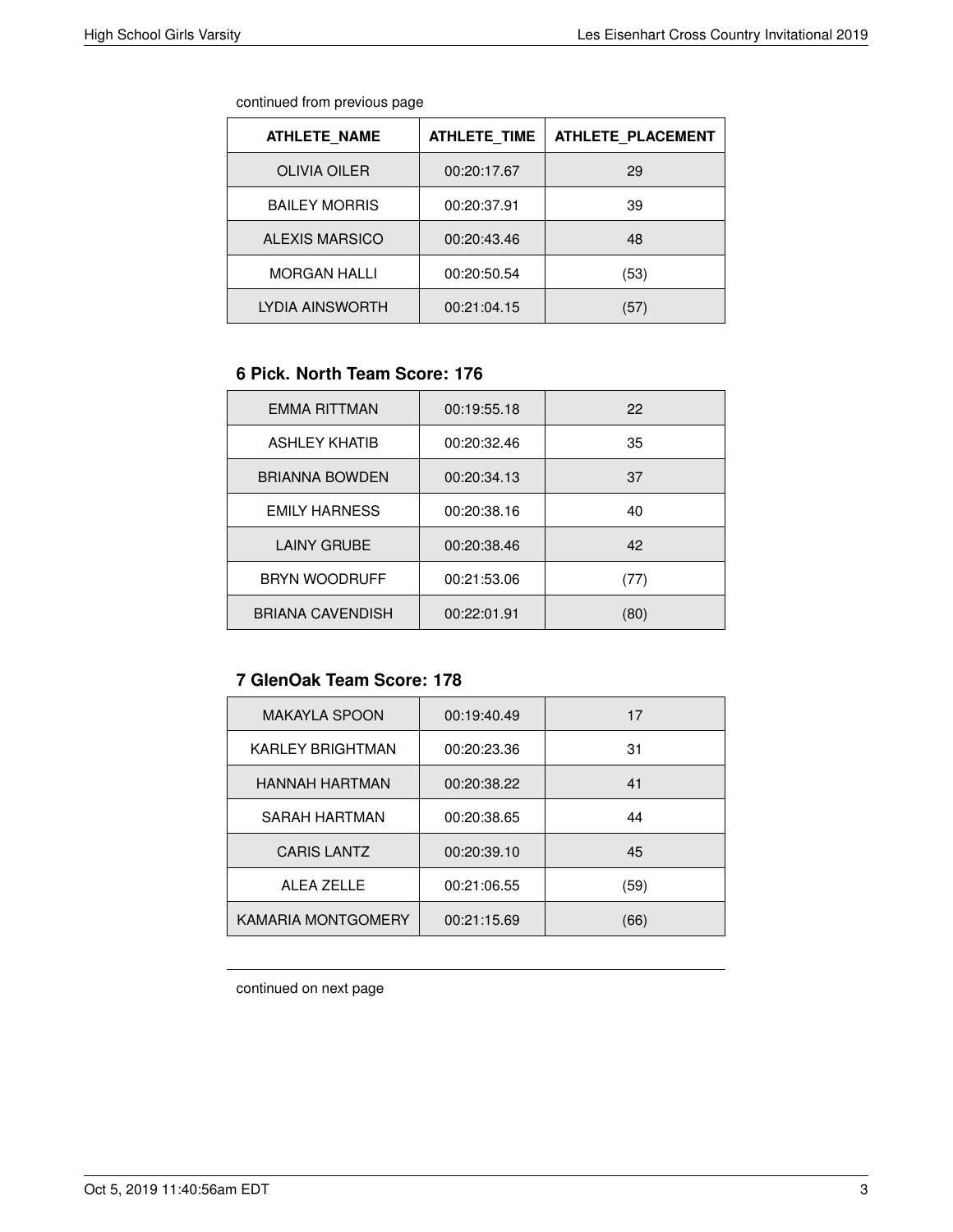continued from previous page

| ATHLETE_NAME | ATHLETE_TIME | ATHLETE_PLACEMENT |
| --- | --- | --- |
| OLIVIA OILER | 00:20:17.67 | 29 |
| BAILEY MORRIS | 00:20:37.91 | 39 |
| ALEXIS MARSICO | 00:20:43.46 | 48 |
| MORGAN HALLI | 00:20:50.54 | (53) |
| LYDIA AINSWORTH | 00:21:04.15 | (57) |

### 6 Pick. North Team Score: 176

| ATHLETE_NAME | ATHLETE_TIME | ATHLETE_PLACEMENT |
| --- | --- | --- |
| EMMA RITTMAN | 00:19:55.18 | 22 |
| ASHLEY KHATIB | 00:20:32.46 | 35 |
| BRIANNA BOWDEN | 00:20:34.13 | 37 |
| EMILY HARNESS | 00:20:38.16 | 40 |
| LAINY GRUBE | 00:20:38.46 | 42 |
| BRYN WOODRUFF | 00:21:53.06 | (77) |
| BRIANA CAVENDISH | 00:22:01.91 | (80) |

### 7 GlenOak Team Score: 178

| ATHLETE_NAME | ATHLETE_TIME | ATHLETE_PLACEMENT |
| --- | --- | --- |
| MAKAYLA SPOON | 00:19:40.49 | 17 |
| KARLEY BRIGHTMAN | 00:20:23.36 | 31 |
| HANNAH HARTMAN | 00:20:38.22 | 41 |
| SARAH HARTMAN | 00:20:38.65 | 44 |
| CARIS LANTZ | 00:20:39.10 | 45 |
| ALEA ZELLE | 00:21:06.55 | (59) |
| KAMARIA MONTGOMERY | 00:21:15.69 | (66) |

continued on next page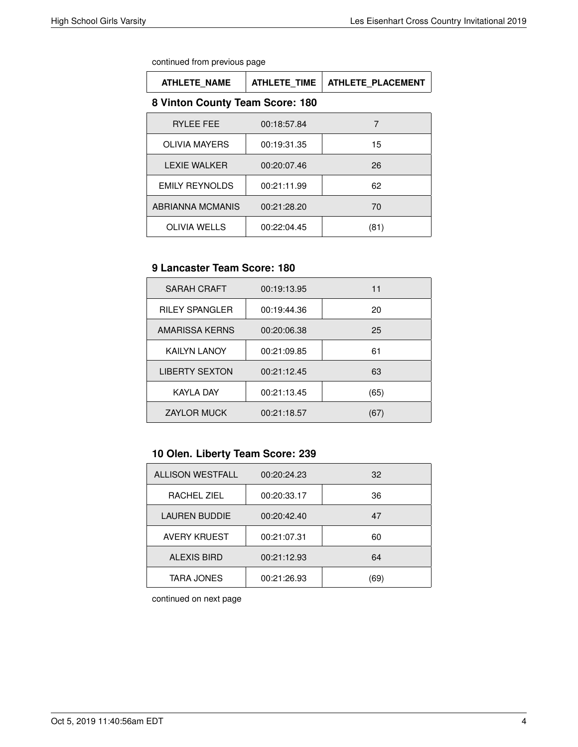continued from previous page

| ATHLETE_NAME | ATHLETE_TIME | ATHLETE_PLACEMENT |
|---|---|---|

### 8 Vinton County Team Score: 180

| ATHLETE_NAME | ATHLETE_TIME | ATHLETE_PLACEMENT |
|---|---|---|
| RYLEE FEE | 00:18:57.84 | 7 |
| OLIVIA MAYERS | 00:19:31.35 | 15 |
| LEXIE WALKER | 00:20:07.46 | 26 |
| EMILY REYNOLDS | 00:21:11.99 | 62 |
| ABRIANNA MCMANIS | 00:21:28.20 | 70 |
| OLIVIA WELLS | 00:22:04.45 | (81) |

### 9 Lancaster Team Score: 180

| ATHLETE_NAME | ATHLETE_TIME | ATHLETE_PLACEMENT |
|---|---|---|
| SARAH CRAFT | 00:19:13.95 | 11 |
| RILEY SPANGLER | 00:19:44.36 | 20 |
| AMARISSA KERNS | 00:20:06.38 | 25 |
| KAILYN LANOY | 00:21:09.85 | 61 |
| LIBERTY SEXTON | 00:21:12.45 | 63 |
| KAYLA DAY | 00:21:13.45 | (65) |
| ZAYLOR MUCK | 00:21:18.57 | (67) |

### 10 Olen. Liberty Team Score: 239

| ATHLETE_NAME | ATHLETE_TIME | ATHLETE_PLACEMENT |
|---|---|---|
| ALLISON WESTFALL | 00:20:24.23 | 32 |
| RACHEL ZIEL | 00:20:33.17 | 36 |
| LAUREN BUDDIE | 00:20:42.40 | 47 |
| AVERY KRUEST | 00:21:07.31 | 60 |
| ALEXIS BIRD | 00:21:12.93 | 64 |
| TARA JONES | 00:21:26.93 | (69) |

continued on next page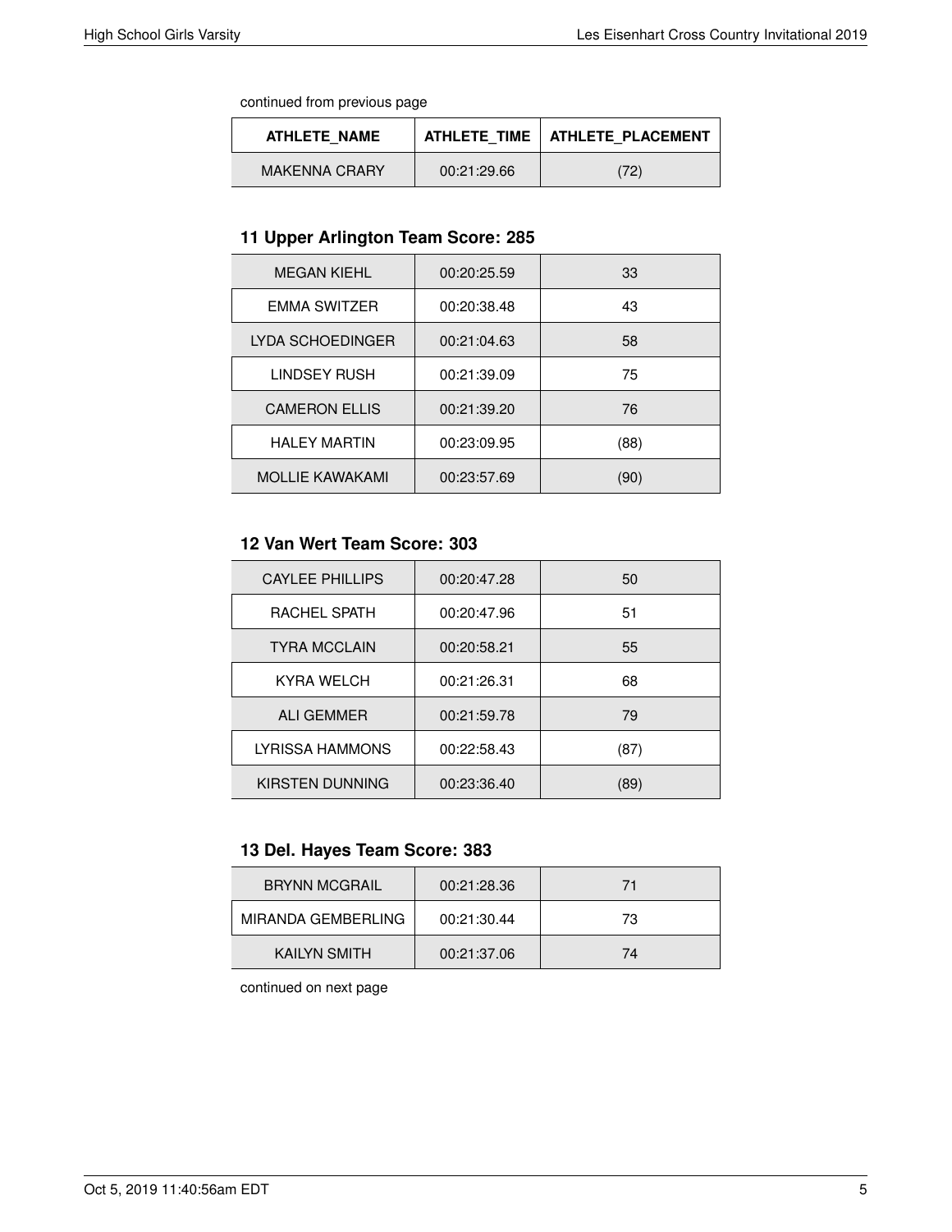continued from previous page

| ATHLETE_NAME | ATHLETE_TIME | ATHLETE_PLACEMENT |
| --- | --- | --- |
| MAKENNA CRARY | 00:21:29.66 | (72) |

### 11 Upper Arlington Team Score: 285

| ATHLETE_NAME | ATHLETE_TIME | ATHLETE_PLACEMENT |
| --- | --- | --- |
| MEGAN KIEHL | 00:20:25.59 | 33 |
| EMMA SWITZER | 00:20:38.48 | 43 |
| LYDA SCHOEDINGER | 00:21:04.63 | 58 |
| LINDSEY RUSH | 00:21:39.09 | 75 |
| CAMERON ELLIS | 00:21:39.20 | 76 |
| HALEY MARTIN | 00:23:09.95 | (88) |
| MOLLIE KAWAKAMI | 00:23:57.69 | (90) |

### 12 Van Wert Team Score: 303

| ATHLETE_NAME | ATHLETE_TIME | ATHLETE_PLACEMENT |
| --- | --- | --- |
| CAYLEE PHILLIPS | 00:20:47.28 | 50 |
| RACHEL SPATH | 00:20:47.96 | 51 |
| TYRA MCCLAIN | 00:20:58.21 | 55 |
| KYRA WELCH | 00:21:26.31 | 68 |
| ALI GEMMER | 00:21:59.78 | 79 |
| LYRISSA HAMMONS | 00:22:58.43 | (87) |
| KIRSTEN DUNNING | 00:23:36.40 | (89) |

### 13 Del. Hayes Team Score: 383

| ATHLETE_NAME | ATHLETE_TIME | ATHLETE_PLACEMENT |
| --- | --- | --- |
| BRYNN MCGRAIL | 00:21:28.36 | 71 |
| MIRANDA GEMBERLING | 00:21:30.44 | 73 |
| KAILYN SMITH | 00:21:37.06 | 74 |

continued on next page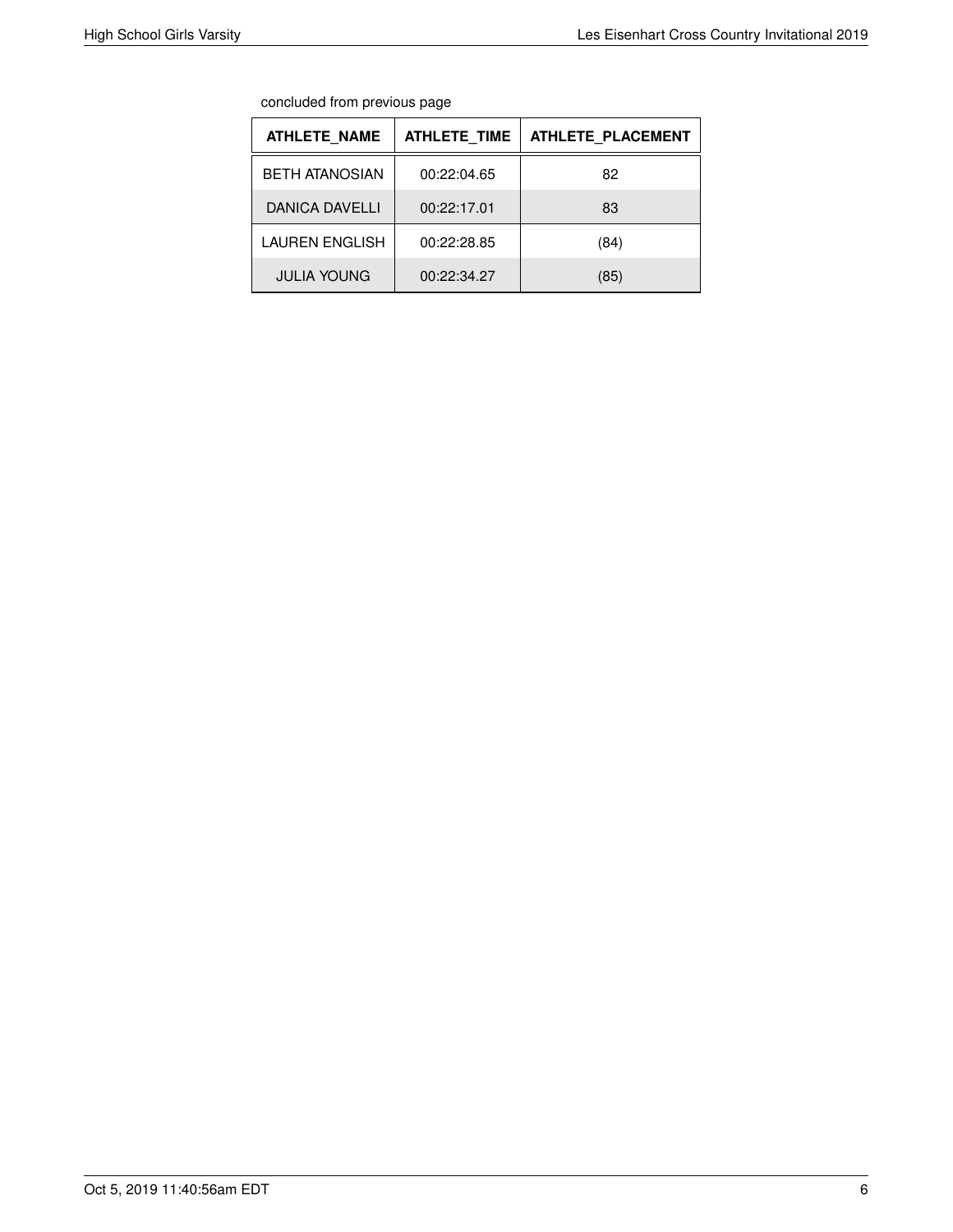concluded from previous page

| ATHLETE_NAME | ATHLETE_TIME | ATHLETE_PLACEMENT |
| --- | --- | --- |
| BETH ATANOSIAN | 00:22:04.65 | 82 |
| DANICA DAVELLI | 00:22:17.01 | 83 |
| LAUREN ENGLISH | 00:22:28.85 | (84) |
| JULIA YOUNG | 00:22:34.27 | (85) |